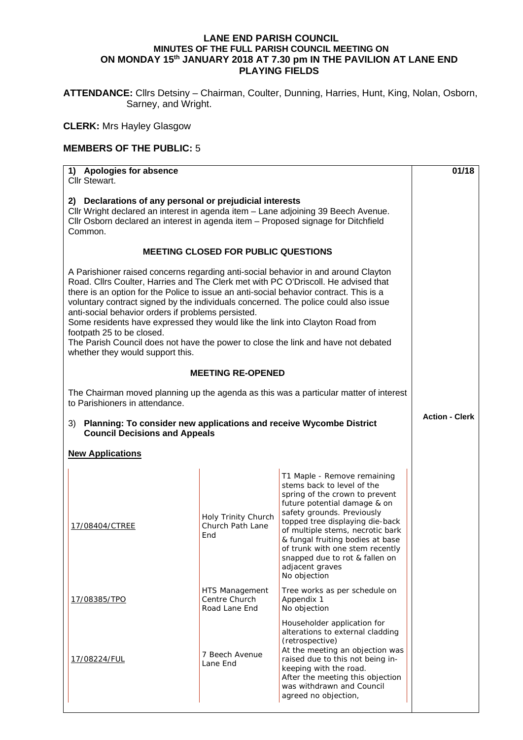# LANE END PARISH COUNCIL
## MINUTES OF THE FULL PARISH COUNCIL MEETING ON
## ON MONDAY 15th JANUARY 2018 AT 7.30 pm IN THE PAVILION AT LANE END PLAYING FIELDS

**ATTENDANCE:** Cllrs Detsiny – Chairman, Coulter, Dunning, Harries, Hunt, King, Nolan, Osborn, Sarney, and Wright.

**CLERK:** Mrs Hayley Glasgow

**MEMBERS OF THE PUBLIC:** 5

**01/18**

**1) Apologies for absence**
Cllr Stewart.

**2) Declarations of any personal or prejudicial interests**
Cllr Wright declared an interest in agenda item – Lane adjoining 39 Beech Avenue.
Cllr Osborn declared an interest in agenda item – Proposed signage for Ditchfield Common.

**MEETING CLOSED FOR PUBLIC QUESTIONS**

A Parishioner raised concerns regarding anti-social behavior in and around Clayton Road. Cllrs Coulter, Harries and The Clerk met with PC O'Driscoll. He advised that there is an option for the Police to issue an anti-social behavior contract. This is a voluntary contract signed by the individuals concerned. The police could also issue anti-social behavior orders if problems persisted.
Some residents have expressed they would like the link into Clayton Road from footpath 25 to be closed.
The Parish Council does not have the power to close the link and have not debated whether they would support this.

**MEETING RE-OPENED**

The Chairman moved planning up the agenda as this was a particular matter of interest to Parishioners in attendance.

**Action - Clerk**

3) **Planning: To consider new applications and receive Wycombe District Council Decisions and Appeals**

**New Applications**

| | | |
|---|---|---|
| 17/08404/CTREE | Holy Trinity Church Church Path Lane End | T1 Maple - Remove remaining stems back to level of the spring of the crown to prevent future potential damage & on safety grounds. Previously topped tree displaying die-back of multiple stems, necrotic bark & fungal fruiting bodies at base of trunk with one stem recently snapped due to rot & fallen on adjacent graves<br>No objection |
| 17/08385/TPO | HTS Management Centre Church Road Lane End | Tree works as per schedule on Appendix 1<br>No objection |
| 17/08224/FUL | 7 Beech Avenue Lane End | Householder application for alterations to external cladding (retrospective)<br>At the meeting an objection was raised due to this not being in-keeping with the road.<br>After the meeting this objection was withdrawn and Council agreed no objection, |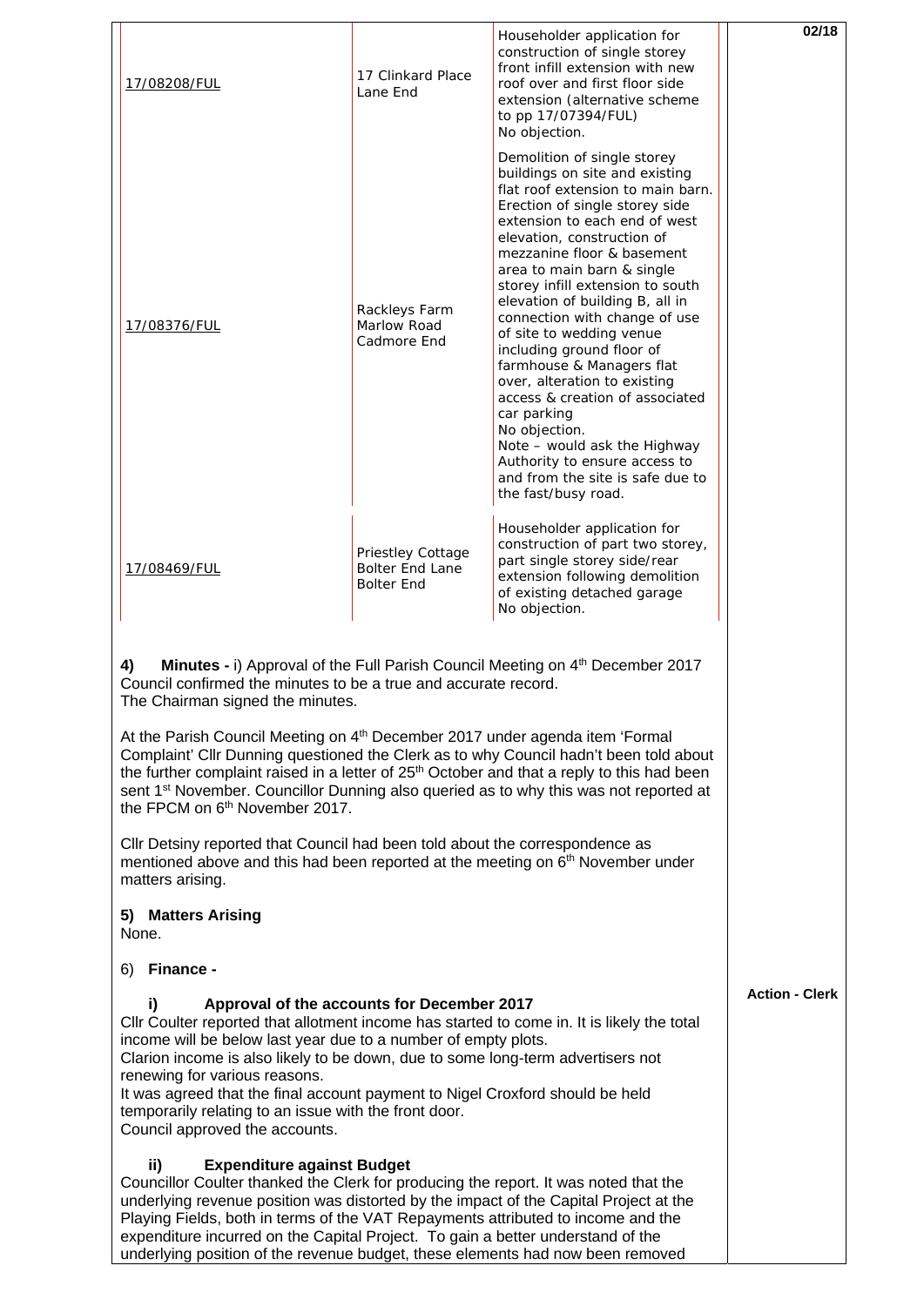| | | | |
|---|---|---|---|
| 17/08208/FUL | 17 Clinkard Place Lane End | Householder application for construction of single storey front infill extension with new roof over and first floor side extension (alternative scheme to pp 17/07394/FUL)<br>No objection. | |
| 17/08376/FUL | Rackleys Farm Marlow Road Cadmore End | Demolition of single storey buildings on site and existing flat roof extension to main barn. Erection of single storey side extension to each end of west elevation, construction of mezzanine floor & basement area to main barn & single storey infill extension to south elevation of building B, all in connection with change of use of site to wedding venue including ground floor of farmhouse & Managers flat over, alteration to existing access & creation of associated car parking<br>No objection.<br>Note – would ask the Highway Authority to ensure access to and from the site is safe due to the fast/busy road. | |
| 17/08469/FUL | Priestley Cottage Bolter End Lane Bolter End | Householder application for construction of part two storey, part single storey side/rear extension following demolition of existing detached garage<br>No objection. | |

**4) Minutes -** i) Approval of the Full Parish Council Meeting on 4th December 2017
Council confirmed the minutes to be a true and accurate record.
The Chairman signed the minutes.

At the Parish Council Meeting on 4th December 2017 under agenda item 'Formal Complaint' Cllr Dunning questioned the Clerk as to why Council hadn't been told about the further complaint raised in a letter of 25th October and that a reply to this had been sent 1st November. Councillor Dunning also queried as to why this was not reported at the FPCM on 6th November 2017.

Cllr Detsiny reported that Council had been told about the correspondence as mentioned above and this had been reported at the meeting on 6th November under matters arising.

**5) Matters Arising**
None.

6) **Finance -**

**i) Approval of the accounts for December 2017** — **Action - Clerk**

Cllr Coulter reported that allotment income has started to come in. It is likely the total income will be below last year due to a number of empty plots.
Clarion income is also likely to be down, due to some long-term advertisers not renewing for various reasons.
It was agreed that the final account payment to Nigel Croxford should be held temporarily relating to an issue with the front door.
Council approved the accounts.

**ii) Expenditure against Budget**

Councillor Coulter thanked the Clerk for producing the report. It was noted that the underlying revenue position was distorted by the impact of the Capital Project at the Playing Fields, both in terms of the VAT Repayments attributed to income and the expenditure incurred on the Capital Project. To gain a better understand of the underlying position of the revenue budget, these elements had now been removed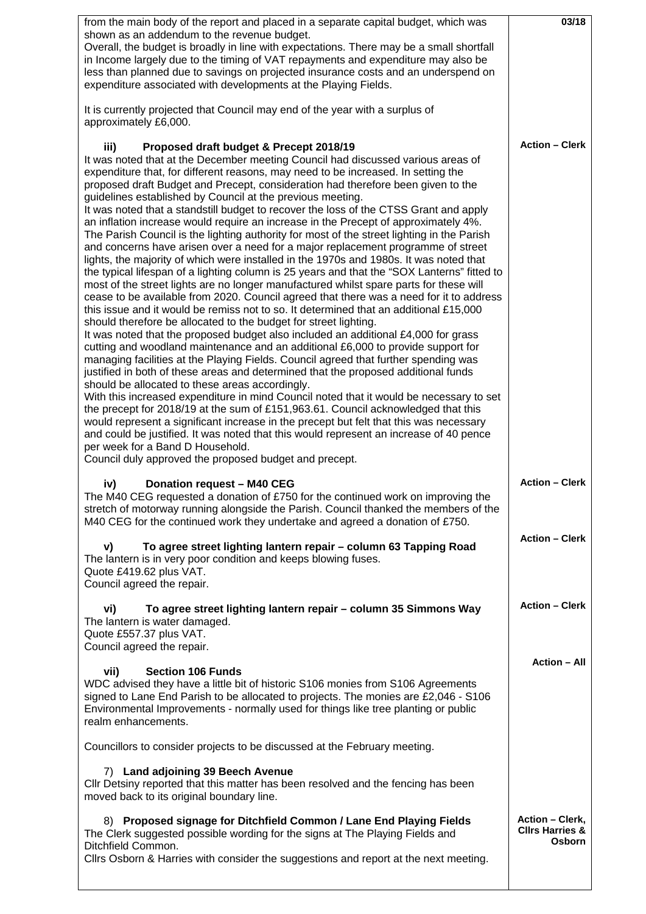from the main body of the report and placed in a separate capital budget, which was shown as an addendum to the revenue budget.
Overall, the budget is broadly in line with expectations. There may be a small shortfall in Income largely due to the timing of VAT repayments and expenditure may also be less than planned due to savings on projected insurance costs and an underspend on expenditure associated with developments at the Playing Fields.

It is currently projected that Council may end of the year with a surplus of approximately £6,000.

**03/18**

**iii) Proposed draft budget & Precept 2018/19** — **Action – Clerk**

It was noted that at the December meeting Council had discussed various areas of expenditure that, for different reasons, may need to be increased. In setting the proposed draft Budget and Precept, consideration had therefore been given to the guidelines established by Council at the previous meeting.
It was noted that a standstill budget to recover the loss of the CTSS Grant and apply an inflation increase would require an increase in the Precept of approximately 4%.
The Parish Council is the lighting authority for most of the street lighting in the Parish and concerns have arisen over a need for a major replacement programme of street lights, the majority of which were installed in the 1970s and 1980s. It was noted that the typical lifespan of a lighting column is 25 years and that the "SOX Lanterns" fitted to most of the street lights are no longer manufactured whilst spare parts for these will cease to be available from 2020. Council agreed that there was a need for it to address this issue and it would be remiss not to so. It determined that an additional £15,000 should therefore be allocated to the budget for street lighting.
It was noted that the proposed budget also included an additional £4,000 for grass cutting and woodland maintenance and an additional £6,000 to provide support for managing facilities at the Playing Fields. Council agreed that further spending was justified in both of these areas and determined that the proposed additional funds should be allocated to these areas accordingly.
With this increased expenditure in mind Council noted that it would be necessary to set the precept for 2018/19 at the sum of £151,963.61. Council acknowledged that this would represent a significant increase in the precept but felt that this was necessary and could be justified. It was noted that this would represent an increase of 40 pence per week for a Band D Household.
Council duly approved the proposed budget and precept.

**iv) Donation request – M40 CEG** — **Action – Clerk**

The M40 CEG requested a donation of £750 for the continued work on improving the stretch of motorway running alongside the Parish. Council thanked the members of the M40 CEG for the continued work they undertake and agreed a donation of £750.

**v) To agree street lighting lantern repair – column 63 Tapping Road** — **Action – Clerk**

The lantern is in very poor condition and keeps blowing fuses.
Quote £419.62 plus VAT.
Council agreed the repair.

**vi) To agree street lighting lantern repair – column 35 Simmons Way** — **Action – Clerk**

The lantern is water damaged.
Quote £557.37 plus VAT.
Council agreed the repair.

**vii) Section 106 Funds** — **Action – All**

WDC advised they have a little bit of historic S106 monies from S106 Agreements signed to Lane End Parish to be allocated to projects. The monies are £2,046 - S106 Environmental Improvements - normally used for things like tree planting or public realm enhancements.

Councillors to consider projects to be discussed at the February meeting.

**7) Land adjoining 39 Beech Avenue**

Cllr Detsiny reported that this matter has been resolved and the fencing has been moved back to its original boundary line.

**8) Proposed signage for Ditchfield Common / Lane End Playing Fields** — **Action – Clerk, Cllrs Harries & Osborn**

The Clerk suggested possible wording for the signs at The Playing Fields and Ditchfield Common.
Cllrs Osborn & Harries with consider the suggestions and report at the next meeting.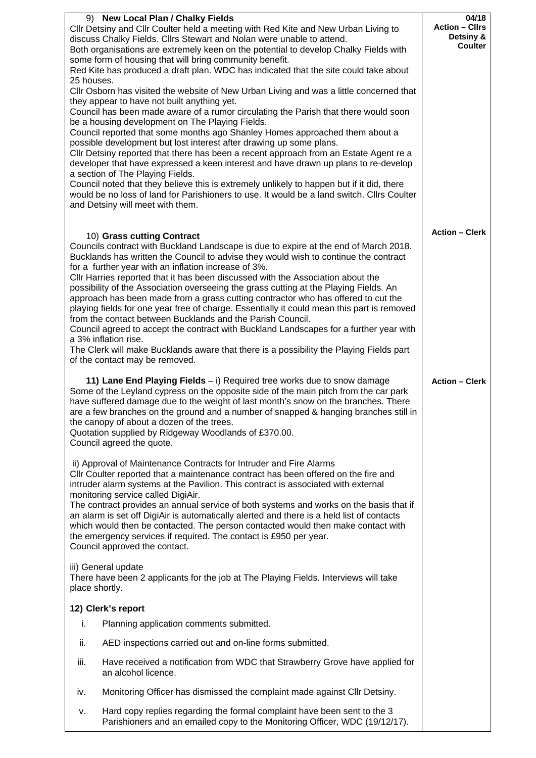| | |
|---|---|
| 9) **New Local Plan / Chalky Fields**<br>Cllr Detsiny and Cllr Coulter held a meeting with Red Kite and New Urban Living to discuss Chalky Fields. Cllrs Stewart and Nolan were unable to attend.<br>Both organisations are extremely keen on the potential to develop Chalky Fields with some form of housing that will bring community benefit.<br>Red Kite has produced a draft plan. WDC has indicated that the site could take about 25 houses.<br>Cllr Osborn has visited the website of New Urban Living and was a little concerned that they appear to have not built anything yet.<br>Council has been made aware of a rumor circulating the Parish that there would soon be a housing development on The Playing Fields.<br>Council reported that some months ago Shanley Homes approached them about a possible development but lost interest after drawing up some plans.<br>Cllr Detsiny reported that there has been a recent approach from an Estate Agent re a developer that have expressed a keen interest and have drawn up plans to re-develop a section of The Playing Fields.<br>Council noted that they believe this is extremely unlikely to happen but if it did, there would be no loss of land for Parishioners to use. It would be a land switch. Cllrs Coulter and Detsiny will meet with them. | **04/18**<br>**Action – Cllrs Detsiny & Coulter** |
| 10) **Grass cutting Contract**<br>Councils contract with Buckland Landscape is due to expire at the end of March 2018. Bucklands has written the Council to advise they would wish to continue the contract for a further year with an inflation increase of 3%.<br>Cllr Harries reported that it has been discussed with the Association about the possibility of the Association overseeing the grass cutting at the Playing Fields. An approach has been made from a grass cutting contractor who has offered to cut the playing fields for one year free of charge. Essentially it could mean this part is removed from the contact between Bucklands and the Parish Council.<br>Council agreed to accept the contract with Buckland Landscapes for a further year with a 3% inflation rise.<br>The Clerk will make Bucklands aware that there is a possibility the Playing Fields part of the contact may be removed. | **Action – Clerk** |
| **11) Lane End Playing Fields** – i) Required tree works due to snow damage<br>Some of the Leyland cypress on the opposite side of the main pitch from the car park have suffered damage due to the weight of last month's snow on the branches. There are a few branches on the ground and a number of snapped & hanging branches still in the canopy of about a dozen of the trees.<br>Quotation supplied by Ridgeway Woodlands of £370.00.<br>Council agreed the quote.<br><br>ii) Approval of Maintenance Contracts for Intruder and Fire Alarms<br>Cllr Coulter reported that a maintenance contract has been offered on the fire and intruder alarm systems at the Pavilion. This contract is associated with external monitoring service called DigiAir.<br>The contract provides an annual service of both systems and works on the basis that if an alarm is set off DigiAir is automatically alerted and there is a held list of contacts which would then be contacted. The person contacted would then make contact with the emergency services if required. The contact is £950 per year.<br>Council approved the contact.<br><br>iii) General update<br>There have been 2 applicants for the job at The Playing Fields. Interviews will take place shortly. | **Action – Clerk** |
| **12) Clerk's report**<br>i. Planning application comments submitted.<br>ii. AED inspections carried out and on-line forms submitted.<br>iii. Have received a notification from WDC that Strawberry Grove have applied for an alcohol licence.<br>iv. Monitoring Officer has dismissed the complaint made against Cllr Detsiny.<br>v. Hard copy replies regarding the formal complaint have been sent to the 3 Parishioners and an emailed copy to the Monitoring Officer, WDC (19/12/17). | |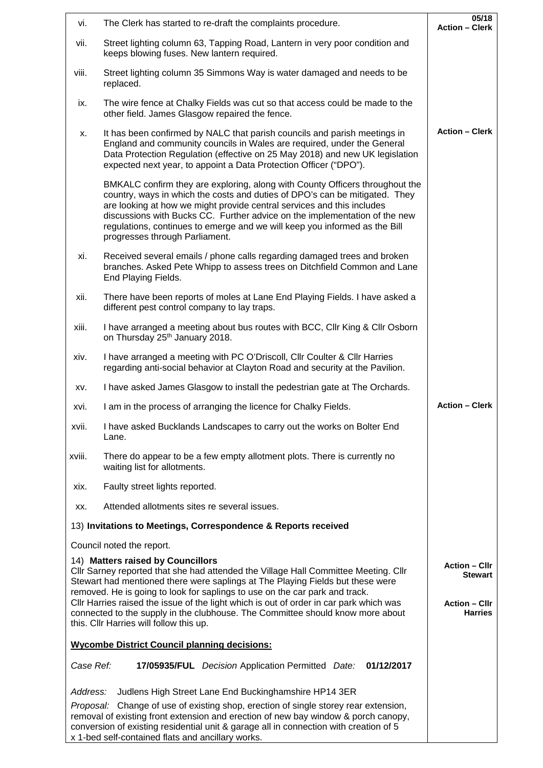| | | |
|---|---|---|
| vi. | The Clerk has started to re-draft the complaints procedure. | **05/18 Action – Clerk** |
| vii. | Street lighting column 63, Tapping Road, Lantern in very poor condition and keeps blowing fuses. New lantern required. | |
| viii. | Street lighting column 35 Simmons Way is water damaged and needs to be replaced. | |
| ix. | The wire fence at Chalky Fields was cut so that access could be made to the other field. James Glasgow repaired the fence. | |
| x. | It has been confirmed by NALC that parish councils and parish meetings in England and community councils in Wales are required, under the General Data Protection Regulation (effective on 25 May 2018) and new UK legislation expected next year, to appoint a Data Protection Officer ("DPO").<br><br>BMKALC confirm they are exploring, along with County Officers throughout the country, ways in which the costs and duties of DPO's can be mitigated. They are looking at how we might provide central services and this includes discussions with Bucks CC. Further advice on the implementation of the new regulations, continues to emerge and we will keep you informed as the Bill progresses through Parliament. | **Action – Clerk** |
| xi. | Received several emails / phone calls regarding damaged trees and broken branches. Asked Pete Whipp to assess trees on Ditchfield Common and Lane End Playing Fields. | |
| xii. | There have been reports of moles at Lane End Playing Fields. I have asked a different pest control company to lay traps. | |
| xiii. | I have arranged a meeting about bus routes with BCC, Cllr King & Cllr Osborn on Thursday 25th January 2018. | |
| xiv. | I have arranged a meeting with PC O'Driscoll, Cllr Coulter & Cllr Harries regarding anti-social behavior at Clayton Road and security at the Pavilion. | |
| xv. | I have asked James Glasgow to install the pedestrian gate at The Orchards. | |
| xvi. | I am in the process of arranging the licence for Chalky Fields. | **Action – Clerk** |
| xvii. | I have asked Bucklands Landscapes to carry out the works on Bolter End Lane. | |
| xviii. | There do appear to be a few empty allotment plots. There is currently no waiting list for allotments. | |
| xix. | Faulty street lights reported. | |
| xx. | Attended allotments sites re several issues. | |

13) **Invitations to Meetings, Correspondence & Reports received**

Council noted the report.

14) **Matters raised by Councillors**

Cllr Sarney reported that she had attended the Village Hall Committee Meeting. Cllr Stewart had mentioned there were saplings at The Playing Fields but these were removed. He is going to look for saplings to use on the car park and track. — **Action – Cllr Stewart**

Cllr Harries raised the issue of the light which is out of order in car park which was connected to the supply in the clubhouse. The Committee should know more about this. Cllr Harries will follow this up. — **Action – Cllr Harries**

**Wycombe District Council planning decisions:**

*Case Ref:* **17/05935/FUL** *Decision* Application Permitted *Date:* **01/12/2017**

*Address:* Judlens High Street Lane End Buckinghamshire HP14 3ER

*Proposal:* Change of use of existing shop, erection of single storey rear extension, removal of existing front extension and erection of new bay window & porch canopy, conversion of existing residential unit & garage all in connection with creation of 5 x 1-bed self-contained flats and ancillary works.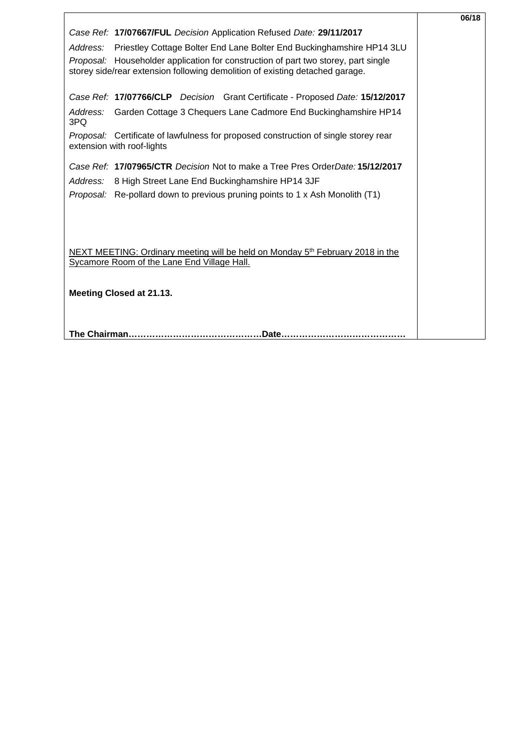*Case Ref:* **17/07667/FUL** *Decision* Application Refused *Date:* **29/11/2017**

*Address:* Priestley Cottage Bolter End Lane Bolter End Buckinghamshire HP14 3LU

*Proposal:* Householder application for construction of part two storey, part single storey side/rear extension following demolition of existing detached garage.

*Case Ref:* **17/07766/CLP** *Decision* Grant Certificate - Proposed *Date:* **15/12/2017**

*Address:* Garden Cottage 3 Chequers Lane Cadmore End Buckinghamshire HP14 3PQ

*Proposal:* Certificate of lawfulness for proposed construction of single storey rear extension with roof-lights

*Case Ref:* **17/07965/CTR** *Decision* Not to make a Tree Pres Order*Date:* **15/12/2017**

*Address:* 8 High Street Lane End Buckinghamshire HP14 3JF

*Proposal:* Re-pollard down to previous pruning points to 1 x Ash Monolith (T1)

NEXT MEETING: Ordinary meeting will be held on Monday 5th February 2018 in the Sycamore Room of the Lane End Village Hall.

**Meeting Closed at 21.13.**

**The Chairman……………………………………Date……………………………………**